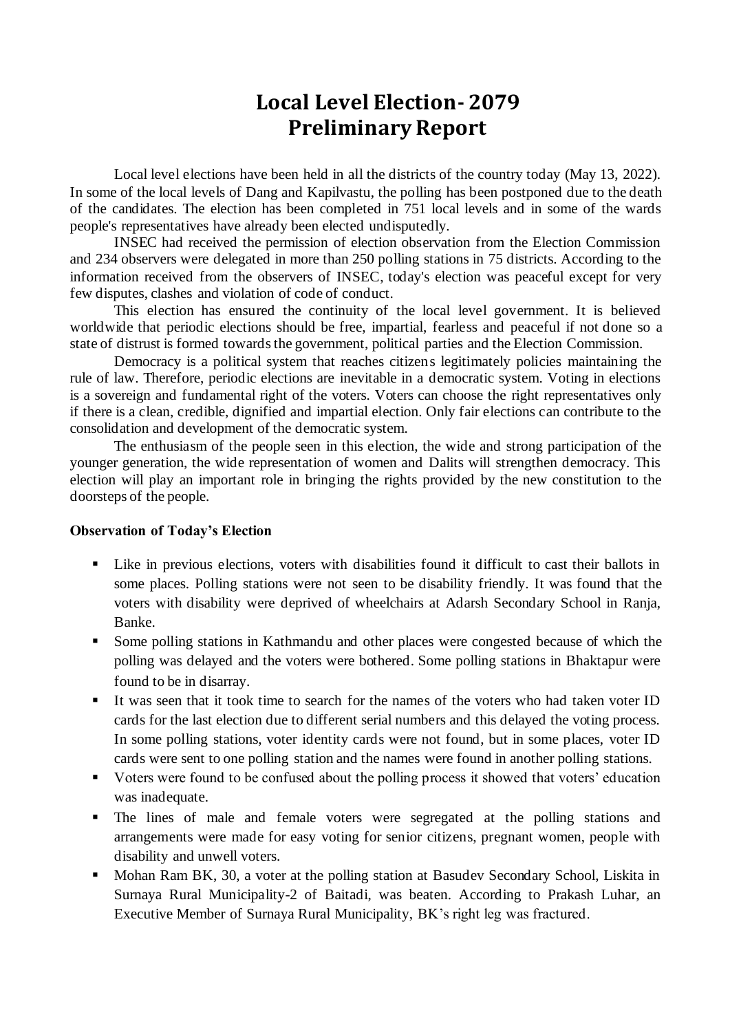# Local Level Election- 2079
# Preliminary Report

Local level elections have been held in all the districts of the country today (May 13, 2022). In some of the local levels of Dang and Kapilvastu, the polling has been postponed due to the death of the candidates. The election has been completed in 751 local levels and in some of the wards people's representatives have already been elected undisputedly.

INSEC had received the permission of election observation from the Election Commission and 234 observers were delegated in more than 250 polling stations in 75 districts. According to the information received from the observers of INSEC, today's election was peaceful except for very few disputes, clashes and violation of code of conduct.

This election has ensured the continuity of the local level government. It is believed worldwide that periodic elections should be free, impartial, fearless and peaceful if not done so a state of distrust is formed towards the government, political parties and the Election Commission.

Democracy is a political system that reaches citizens legitimately policies maintaining the rule of law. Therefore, periodic elections are inevitable in a democratic system. Voting in elections is a sovereign and fundamental right of the voters. Voters can choose the right representatives only if there is a clean, credible, dignified and impartial election. Only fair elections can contribute to the consolidation and development of the democratic system.

The enthusiasm of the people seen in this election, the wide and strong participation of the younger generation, the wide representation of women and Dalits will strengthen democracy. This election will play an important role in bringing the rights provided by the new constitution to the doorsteps of the people.

**Observation of Today's Election**

- Like in previous elections, voters with disabilities found it difficult to cast their ballots in some places. Polling stations were not seen to be disability friendly. It was found that the voters with disability were deprived of wheelchairs at Adarsh Secondary School in Ranja, Banke.
- Some polling stations in Kathmandu and other places were congested because of which the polling was delayed and the voters were bothered. Some polling stations in Bhaktapur were found to be in disarray.
- It was seen that it took time to search for the names of the voters who had taken voter ID cards for the last election due to different serial numbers and this delayed the voting process. In some polling stations, voter identity cards were not found, but in some places, voter ID cards were sent to one polling station and the names were found in another polling stations.
- Voters were found to be confused about the polling process it showed that voters' education was inadequate.
- The lines of male and female voters were segregated at the polling stations and arrangements were made for easy voting for senior citizens, pregnant women, people with disability and unwell voters.
- Mohan Ram BK, 30, a voter at the polling station at Basudev Secondary School, Liskita in Surnaya Rural Municipality-2 of Baitadi, was beaten. According to Prakash Luhar, an Executive Member of Surnaya Rural Municipality, BK's right leg was fractured.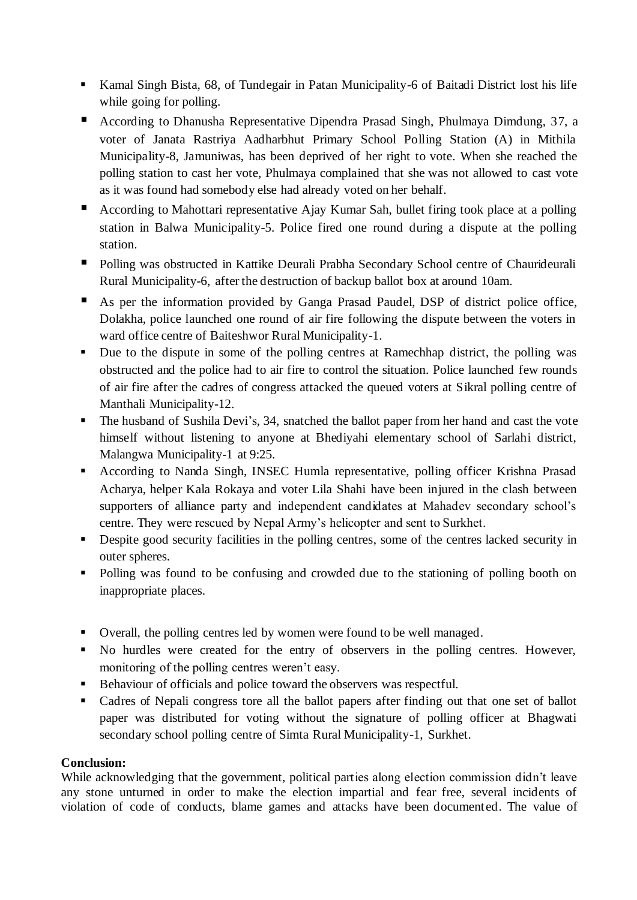- Kamal Singh Bista, 68, of Tundegair in Patan Municipality-6 of Baitadi District lost his life while going for polling.
- According to Dhanusha Representative Dipendra Prasad Singh, Phulmaya Dimdung, 37, a voter of Janata Rastriya Aadharbhut Primary School Polling Station (A) in Mithila Municipality-8, Jamuniwas, has been deprived of her right to vote. When she reached the polling station to cast her vote, Phulmaya complained that she was not allowed to cast vote as it was found had somebody else had already voted on her behalf.
- According to Mahottari representative Ajay Kumar Sah, bullet firing took place at a polling station in Balwa Municipality-5. Police fired one round during a dispute at the polling station.
- Polling was obstructed in Kattike Deurali Prabha Secondary School centre of Chaurideurali Rural Municipality-6, after the destruction of backup ballot box at around 10am.
- As per the information provided by Ganga Prasad Paudel, DSP of district police office, Dolakha, police launched one round of air fire following the dispute between the voters in ward office centre of Baiteshwor Rural Municipality-1.
- Due to the dispute in some of the polling centres at Ramechhap district, the polling was obstructed and the police had to air fire to control the situation. Police launched few rounds of air fire after the cadres of congress attacked the queued voters at Sikral polling centre of Manthali Municipality-12.
- The husband of Sushila Devi's, 34, snatched the ballot paper from her hand and cast the vote himself without listening to anyone at Bhediyahi elementary school of Sarlahi district, Malangwa Municipality-1 at 9:25.
- According to Nanda Singh, INSEC Humla representative, polling officer Krishna Prasad Acharya, helper Kala Rokaya and voter Lila Shahi have been injured in the clash between supporters of alliance party and independent candidates at Mahadev secondary school's centre. They were rescued by Nepal Army's helicopter and sent to Surkhet.
- Despite good security facilities in the polling centres, some of the centres lacked security in outer spheres.
- Polling was found to be confusing and crowded due to the stationing of polling booth on inappropriate places.

- Overall, the polling centres led by women were found to be well managed.
- No hurdles were created for the entry of observers in the polling centres. However, monitoring of the polling centres weren't easy.
- Behaviour of officials and police toward the observers was respectful.
- Cadres of Nepali congress tore all the ballot papers after finding out that one set of ballot paper was distributed for voting without the signature of polling officer at Bhagwati secondary school polling centre of Simta Rural Municipality-1, Surkhet.

**Conclusion:**

While acknowledging that the government, political parties along election commission didn't leave any stone unturned in order to make the election impartial and fear free, several incidents of violation of code of conducts, blame games and attacks have been documented. The value of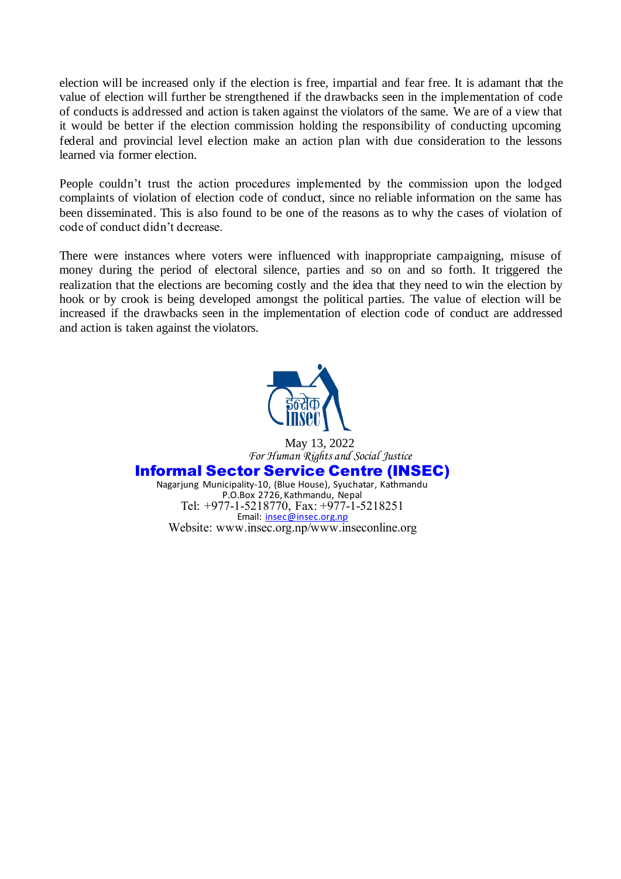election will be increased only if the election is free, impartial and fear free. It is adamant that the value of election will further be strengthened if the drawbacks seen in the implementation of code of conducts is addressed and action is taken against the violators of the same. We are of a view that it would be better if the election commission holding the responsibility of conducting upcoming federal and provincial level election make an action plan with due consideration to the lessons learned via former election.

People couldn't trust the action procedures implemented by the commission upon the lodged complaints of violation of election code of conduct, since no reliable information on the same has been disseminated. This is also found to be one of the reasons as to why the cases of violation of code of conduct didn't decrease.

There were instances where voters were influenced with inappropriate campaigning, misuse of money during the period of electoral silence, parties and so on and so forth. It triggered the realization that the elections are becoming costly and the idea that they need to win the election by hook or by crook is being developed amongst the political parties. The value of election will be increased if the drawbacks seen in the implementation of election code of conduct are addressed and action is taken against the violators.

May 13, 2022

*For Human Rights and Social Justice*

**Informal Sector Service Centre (INSEC)**

Nagarjung Municipality-10, (Blue House), Syuchatar, Kathmandu
P.O.Box 2726, Kathmandu, Nepal
Tel: +977-1-5218770, Fax: +977-1-5218251
Email: insec@insec.org.np
Website: www.insec.org.np/www.inseconline.org